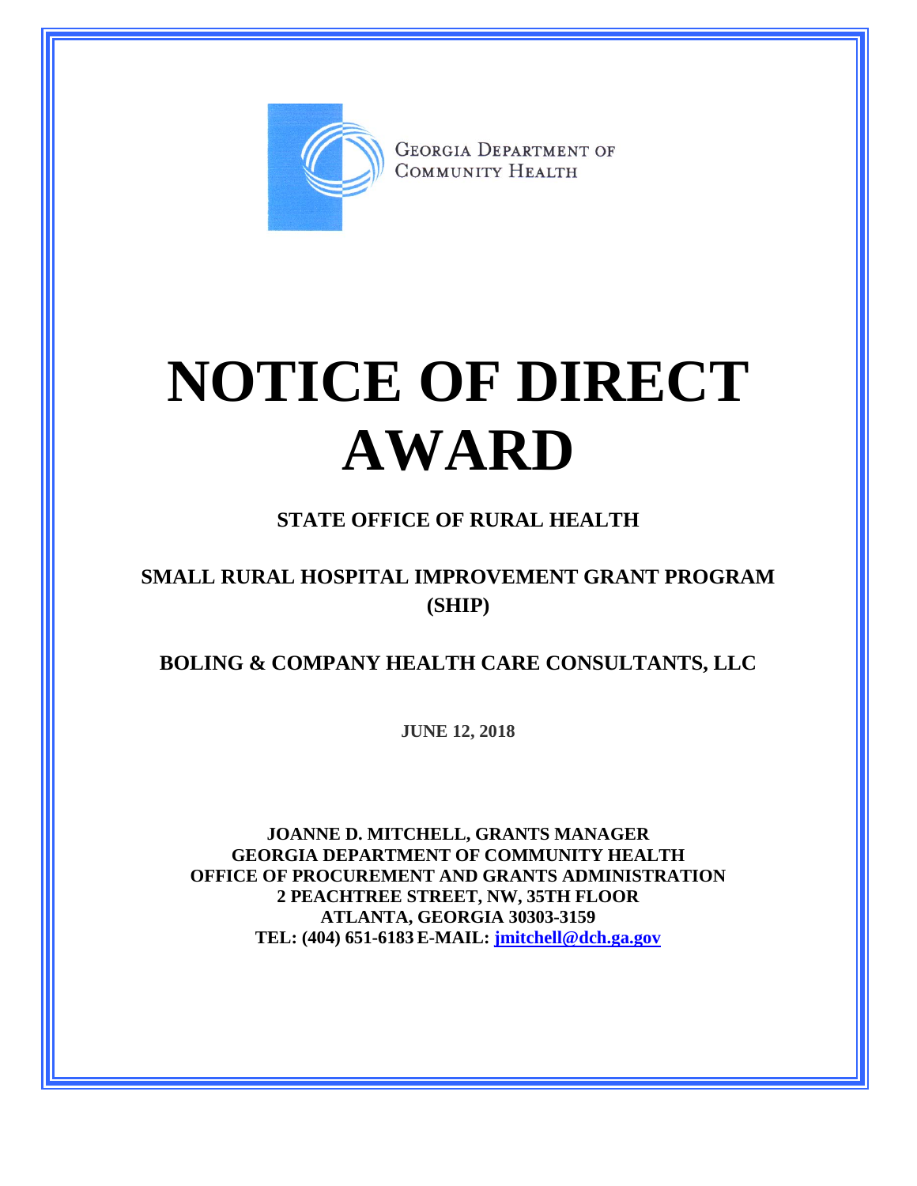GEORGIA DEPARTMENT OF COMMUNITY HEALTH

# NOTICE OF DIRECT AWARD

## STATE OFFICE OF RURAL HEALTH

## SMALL RURAL HOSPITAL IMPROVEMENT GRANT PROGRAM (SHIP)

## BOLING & COMPANY HEALTH CARE CONSULTANTS, LLC

**JUNE 12, 2018**

**JOANNE D. MITCHELL, GRANTS MANAGER**
**GEORGIA DEPARTMENT OF COMMUNITY HEALTH**
**OFFICE OF PROCUREMENT AND GRANTS ADMINISTRATION**
**2 PEACHTREE STREET, NW, 35TH FLOOR**
**ATLANTA, GEORGIA 30303-3159**
**TEL: (404) 651-6183 E-MAIL: jmitchell@dch.ga.gov**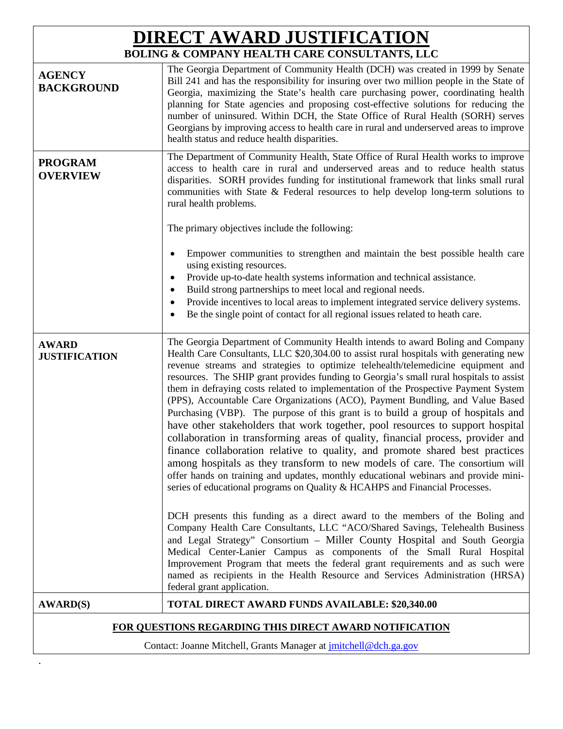# DIRECT AWARD JUSTIFICATION

**BOLING & COMPANY HEALTH CARE CONSULTANTS, LLC**

| | |
|---|---|
| **AGENCY BACKGROUND** | The Georgia Department of Community Health (DCH) was created in 1999 by Senate Bill 241 and has the responsibility for insuring over two million people in the State of Georgia, maximizing the State's health care purchasing power, coordinating health planning for State agencies and proposing cost-effective solutions for reducing the number of uninsured. Within DCH, the State Office of Rural Health (SORH) serves Georgians by improving access to health care in rural and underserved areas to improve health status and reduce health disparities. |
| **PROGRAM OVERVIEW** | The Department of Community Health, State Office of Rural Health works to improve access to health care in rural and underserved areas and to reduce health status disparities. SORH provides funding for institutional framework that links small rural communities with State & Federal resources to help develop long-term solutions to rural health problems.<br><br>The primary objectives include the following:<br><br>• Empower communities to strengthen and maintain the best possible health care using existing resources.<br>• Provide up-to-date health systems information and technical assistance.<br>• Build strong partnerships to meet local and regional needs.<br>• Provide incentives to local areas to implement integrated service delivery systems.<br>• Be the single point of contact for all regional issues related to heath care. |
| **AWARD JUSTIFICATION** | The Georgia Department of Community Health intends to award Boling and Company Health Care Consultants, LLC $20,304.00 to assist rural hospitals with generating new revenue streams and strategies to optimize telehealth/telemedicine equipment and resources. The SHIP grant provides funding to Georgia's small rural hospitals to assist them in defraying costs related to implementation of the Prospective Payment System (PPS), Accountable Care Organizations (ACO), Payment Bundling, and Value Based Purchasing (VBP). The purpose of this grant is to build a group of hospitals and have other stakeholders that work together, pool resources to support hospital collaboration in transforming areas of quality, financial process, provider and finance collaboration relative to quality, and promote shared best practices among hospitals as they transform to new models of care. The consortium will offer hands on training and updates, monthly educational webinars and provide mini-series of educational programs on Quality & HCAHPS and Financial Processes.<br><br>DCH presents this funding as a direct award to the members of the Boling and Company Health Care Consultants, LLC "ACO/Shared Savings, Telehealth Business and Legal Strategy" Consortium – Miller County Hospital and South Georgia Medical Center-Lanier Campus as components of the Small Rural Hospital Improvement Program that meets the federal grant requirements and as such were named as recipients in the Health Resource and Services Administration (HRSA) federal grant application. |
| **AWARD(S)** | **TOTAL DIRECT AWARD FUNDS AVAILABLE: $20,340.00** |

**FOR QUESTIONS REGARDING THIS DIRECT AWARD NOTIFICATION**

Contact: Joanne Mitchell, Grants Manager at jmitchell@dch.ga.gov